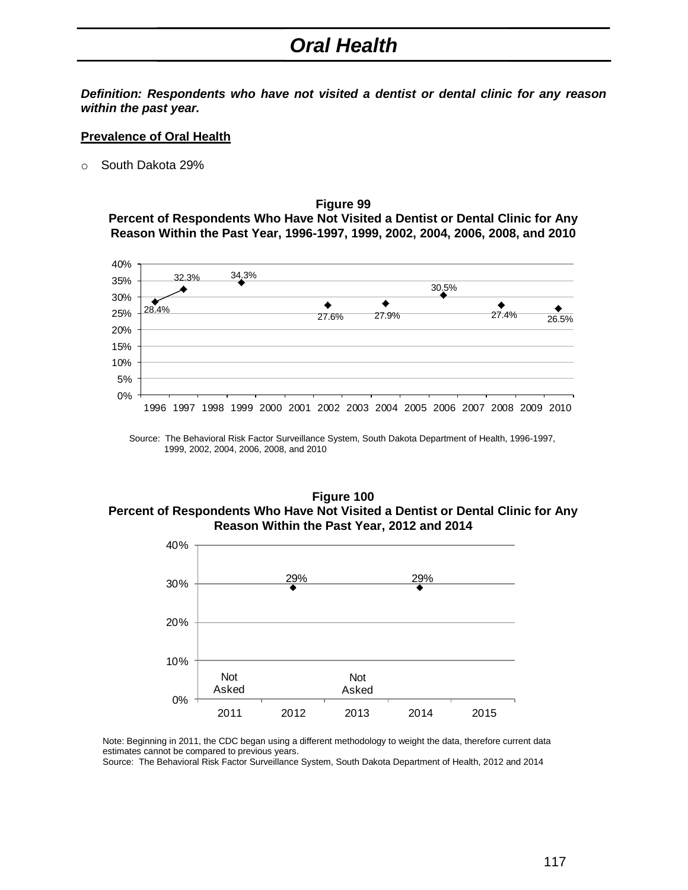# Oral Health

***Definition: Respondents who have not visited a dentist or dental clinic for any reason within the past year.***

**Prevalence of Oral Health**

- South Dakota 29%

**Figure 99**
**Percent of Respondents Who Have Not Visited a Dentist or Dental Clinic for Any Reason Within the Past Year, 1996-1997, 1999, 2002, 2004, 2006, 2008, and 2010**

| Year | Percent |
|---|---|
| 1996 | 28.4% |
| 1997 | 32.3% |
| 1999 | 34.3% |
| 2002 | 27.6% |
| 2004 | 27.9% |
| 2006 | 30.5% |
| 2008 | 27.4% |
| 2010 | 26.5% |

Source: The Behavioral Risk Factor Surveillance System, South Dakota Department of Health, 1996-1997, 1999, 2002, 2004, 2006, 2008, and 2010

**Figure 100**
**Percent of Respondents Who Have Not Visited a Dentist or Dental Clinic for Any Reason Within the Past Year, 2012 and 2014**

| Year | Percent |
|---|---|
| 2011 | Not Asked |
| 2012 | 29% |
| 2013 | Not Asked |
| 2014 | 29% |
| 2015 | |

Note: Beginning in 2011, the CDC began using a different methodology to weight the data, therefore current data estimates cannot be compared to previous years.
Source: The Behavioral Risk Factor Surveillance System, South Dakota Department of Health, 2012 and 2014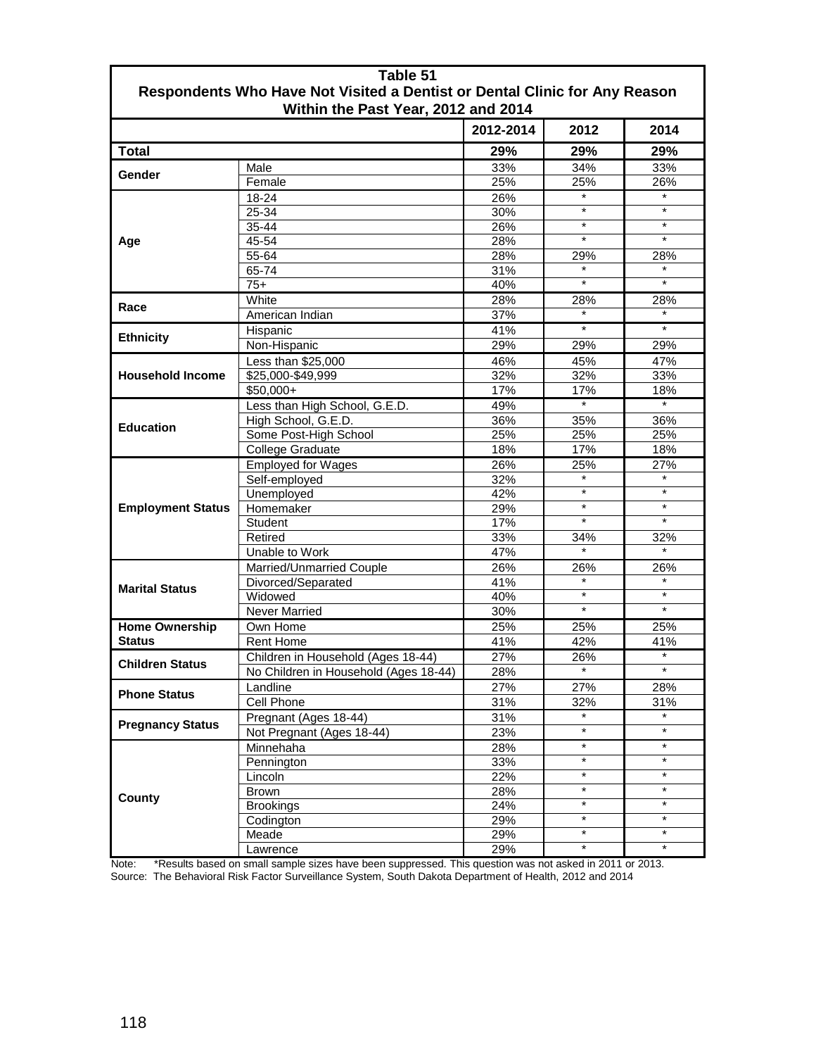**Table 51**
**Respondents Who Have Not Visited a Dentist or Dental Clinic for Any Reason Within the Past Year, 2012 and 2014**

| | | 2012-2014 | 2012 | 2014 |
|---|---|---|---|---|
| **Total** | | **29%** | **29%** | **29%** |
| **Gender** | Male | 33% | 34% | 33% |
| | Female | 25% | 25% | 26% |
| **Age** | 18-24 | 26% | * | * |
| | 25-34 | 30% | * | * |
| | 35-44 | 26% | * | * |
| | 45-54 | 28% | * | * |
| | 55-64 | 28% | 29% | 28% |
| | 65-74 | 31% | * | * |
| | 75+ | 40% | * | * |
| **Race** | White | 28% | 28% | 28% |
| | American Indian | 37% | * | * |
| **Ethnicity** | Hispanic | 41% | * | * |
| | Non-Hispanic | 29% | 29% | 29% |
| **Household Income** | Less than $25,000 | 46% | 45% | 47% |
| | $25,000-$49,999 | 32% | 32% | 33% |
| | $50,000+ | 17% | 17% | 18% |
| **Education** | Less than High School, G.E.D. | 49% | * | * |
| | High School, G.E.D. | 36% | 35% | 36% |
| | Some Post-High School | 25% | 25% | 25% |
| | College Graduate | 18% | 17% | 18% |
| **Employment Status** | Employed for Wages | 26% | 25% | 27% |
| | Self-employed | 32% | * | * |
| | Unemployed | 42% | * | * |
| | Homemaker | 29% | * | * |
| | Student | 17% | * | * |
| | Retired | 33% | 34% | 32% |
| | Unable to Work | 47% | * | * |
| **Marital Status** | Married/Unmarried Couple | 26% | 26% | 26% |
| | Divorced/Separated | 41% | * | * |
| | Widowed | 40% | * | * |
| | Never Married | 30% | * | * |
| **Home Ownership Status** | Own Home | 25% | 25% | 25% |
| | Rent Home | 41% | 42% | 41% |
| **Children Status** | Children in Household (Ages 18-44) | 27% | 26% | * |
| | No Children in Household (Ages 18-44) | 28% | * | * |
| **Phone Status** | Landline | 27% | 27% | 28% |
| | Cell Phone | 31% | 32% | 31% |
| **Pregnancy Status** | Pregnant (Ages 18-44) | 31% | * | * |
| | Not Pregnant (Ages 18-44) | 23% | * | * |
| **County** | Minnehaha | 28% | * | * |
| | Pennington | 33% | * | * |
| | Lincoln | 22% | * | * |
| | Brown | 28% | * | * |
| | Brookings | 24% | * | * |
| | Codington | 29% | * | * |
| | Meade | 29% | * | * |
| | Lawrence | 29% | * | * |

Note: *Results based on small sample sizes have been suppressed. This question was not asked in 2011 or 2013.
Source: The Behavioral Risk Factor Surveillance System, South Dakota Department of Health, 2012 and 2014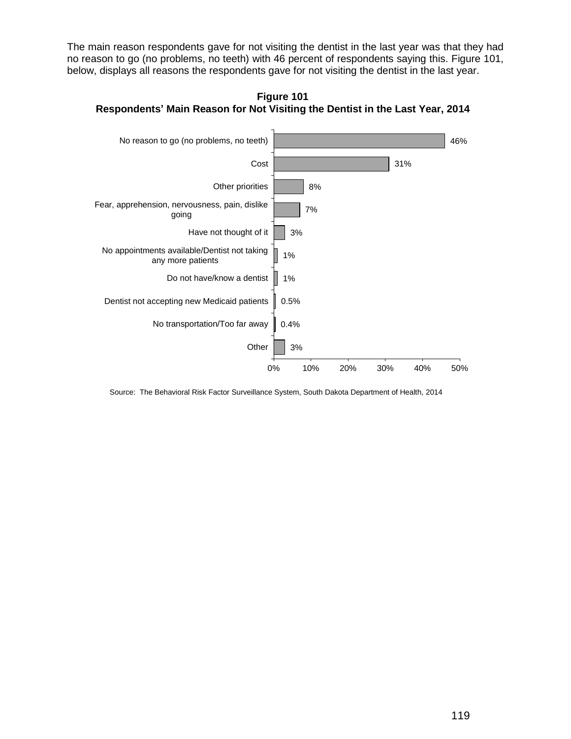The main reason respondents gave for not visiting the dentist in the last year was that they had no reason to go (no problems, no teeth) with 46 percent of respondents saying this. Figure 101, below, displays all reasons the respondents gave for not visiting the dentist in the last year.

**Figure 101**
**Respondents' Main Reason for Not Visiting the Dentist in the Last Year, 2014**

No reason to go (no problems, no teeth) 46%
Cost 31%
Other priorities 8%
Fear, apprehension, nervousness, pain, dislike going 7%
Have not thought of it 3%
No appointments available/Dentist not taking any more patients 1%
Do not have/know a dentist 1%
Dentist not accepting new Medicaid patients 0.5%
No transportation/Too far away 0.4%
Other 3%

0% 10% 20% 30% 40% 50%

Source: The Behavioral Risk Factor Surveillance System, South Dakota Department of Health, 2014